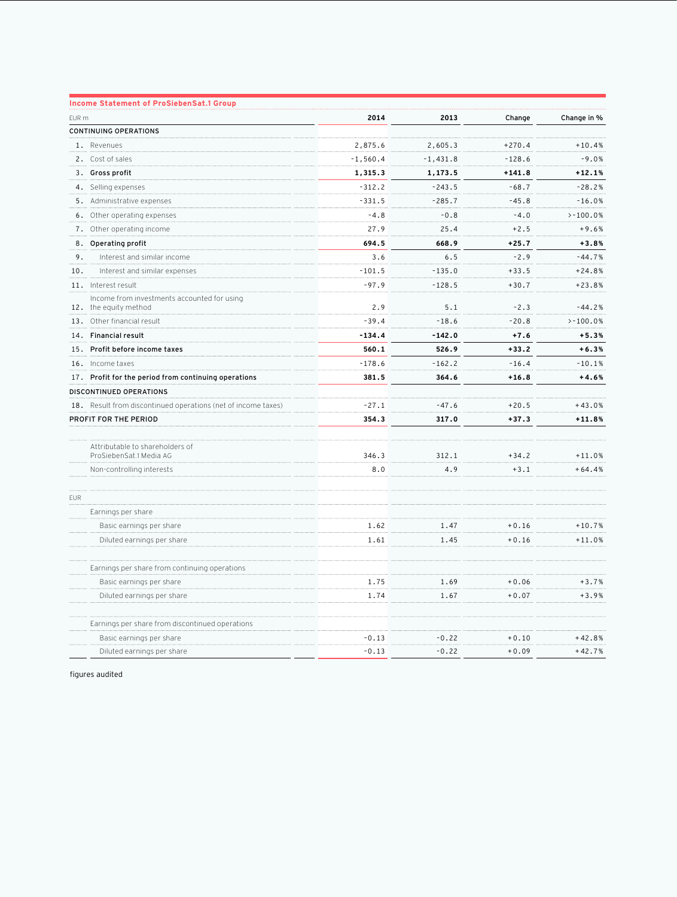## Income Statement of ProSiebenSat.1 Group

| EUR m | 2014 | 2013 | Change | Change in % |
|---|---|---|---|---|
| **CONTINUING OPERATIONS** | | | | |
| 1. Revenues | 2,875.6 | 2,605.3 | +270.4 | +10.4% |
| 2. Cost of sales | -1,560.4 | -1,431.8 | -128.6 | -9.0% |
| **3. Gross profit** | **1,315.3** | **1,173.5** | **+141.8** | **+12.1%** |
| 4. Selling expenses | -312.2 | -243.5 | -68.7 | -28.2% |
| 5. Administrative expenses | -331.5 | -285.7 | -45.8 | -16.0% |
| 6. Other operating expenses | -4.8 | -0.8 | -4.0 | >-100.0% |
| 7. Other operating income | 27.9 | 25.4 | +2.5 | +9.6% |
| **8. Operating profit** | **694.5** | **668.9** | **+25.7** | **+3.8%** |
| 9. Interest and similar income | 3.6 | 6.5 | -2.9 | -44.7% |
| 10. Interest and similar expenses | -101.5 | -135.0 | +33.5 | +24.8% |
| 11. Interest result | -97.9 | -128.5 | +30.7 | +23.8% |
| 12. Income from investments accounted for using the equity method | 2.9 | 5.1 | -2.3 | -44.2% |
| 13. Other financial result | -39.4 | -18.6 | -20.8 | >-100.0% |
| **14. Financial result** | **-134.4** | **-142.0** | **+7.6** | **+5.3%** |
| **15. Profit before income taxes** | **560.1** | **526.9** | **+33.2** | **+6.3%** |
| 16. Income taxes | -178.6 | -162.2 | -16.4 | -10.1% |
| **17. Profit for the period from continuing operations** | **381.5** | **364.6** | **+16.8** | **+4.6%** |
| **DISCONTINUED OPERATIONS** | | | | |
| 18. Result from discontinued operations (net of income taxes) | -27.1 | -47.6 | +20.5 | +43.0% |
| **PROFIT FOR THE PERIOD** | **354.3** | **317.0** | **+37.3** | **+11.8%** |
| | | | | |
| Attributable to shareholders of ProSiebenSat.1 Media AG | 346.3 | 312.1 | +34.2 | +11.0% |
| Non-controlling interests | 8.0 | 4.9 | +3.1 | +64.4% |
| | | | | |
| EUR | | | | |
| Earnings per share | | | | |
| Basic earnings per share | 1.62 | 1.47 | +0.16 | +10.7% |
| Diluted earnings per share | 1.61 | 1.45 | +0.16 | +11.0% |
| | | | | |
| Earnings per share from continuing operations | | | | |
| Basic earnings per share | 1.75 | 1.69 | +0.06 | +3.7% |
| Diluted earnings per share | 1.74 | 1.67 | +0.07 | +3.9% |
| | | | | |
| Earnings per share from discontinued operations | | | | |
| Basic earnings per share | -0.13 | -0.22 | +0.10 | +42.8% |
| Diluted earnings per share | -0.13 | -0.22 | +0.09 | +42.7% |

figures audited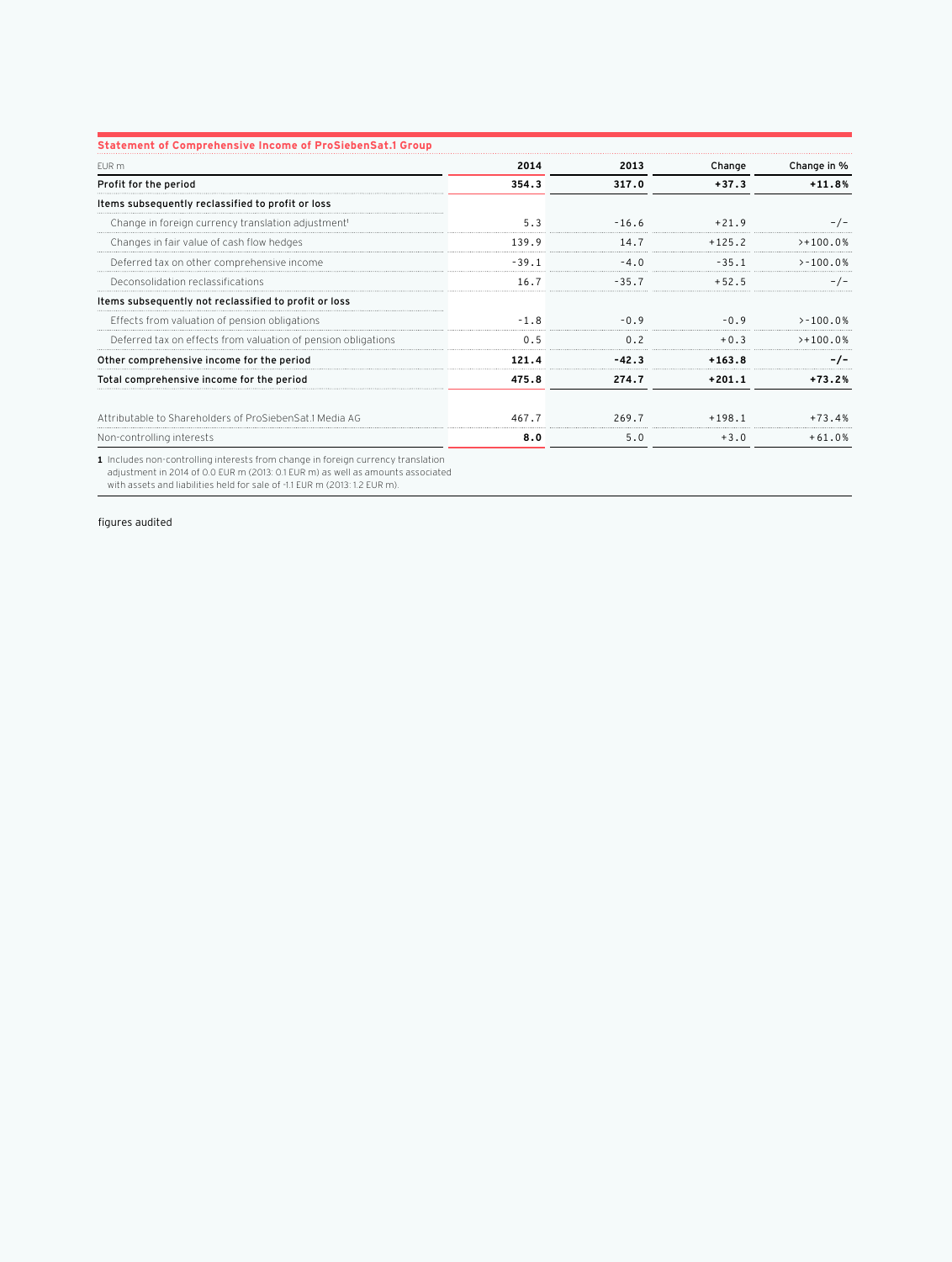**Statement of Comprehensive Income of ProSiebenSat.1 Group**

| EUR m | 2014 | 2013 | Change | Change in % |
|---|---|---|---|---|
| **Profit for the period** | **354.3** | **317.0** | **+37.3** | **+11.8%** |
| **Items subsequently reclassified to profit or loss** | | | | |
| Change in foreign currency translation adjustment[1] | 5.3 | -16.6 | +21.9 | -/- |
| Changes in fair value of cash flow hedges | 139.9 | 14.7 | +125.2 | >+100.0% |
| Deferred tax on other comprehensive income | -39.1 | -4.0 | -35.1 | >-100.0% |
| Deconsolidation reclassifications | 16.7 | -35.7 | +52.5 | -/- |
| **Items subsequently not reclassified to profit or loss** | | | | |
| Effects from valuation of pension obligations | -1.8 | -0.9 | -0.9 | >-100.0% |
| Deferred tax on effects from valuation of pension obligations | 0.5 | 0.2 | +0.3 | >+100.0% |
| **Other comprehensive income for the period** | **121.4** | **-42.3** | **+163.8** | **-/-** |
| **Total comprehensive income for the period** | **475.8** | **274.7** | **+201.1** | **+73.2%** |
| | | | | |
| Attributable to Shareholders of ProSiebenSat.1 Media AG | 467.7 | 269.7 | +198.1 | +73.4% |
| Non-controlling interests | **8.0** | 5.0 | +3.0 | +61.0% |

**1** Includes non-controlling interests from change in foreign currency translation adjustment in 2014 of 0.0 EUR m (2013: 0.1 EUR m) as well as amounts associated with assets and liabilities held for sale of -1.1 EUR m (2013: 1.2 EUR m).

figures audited